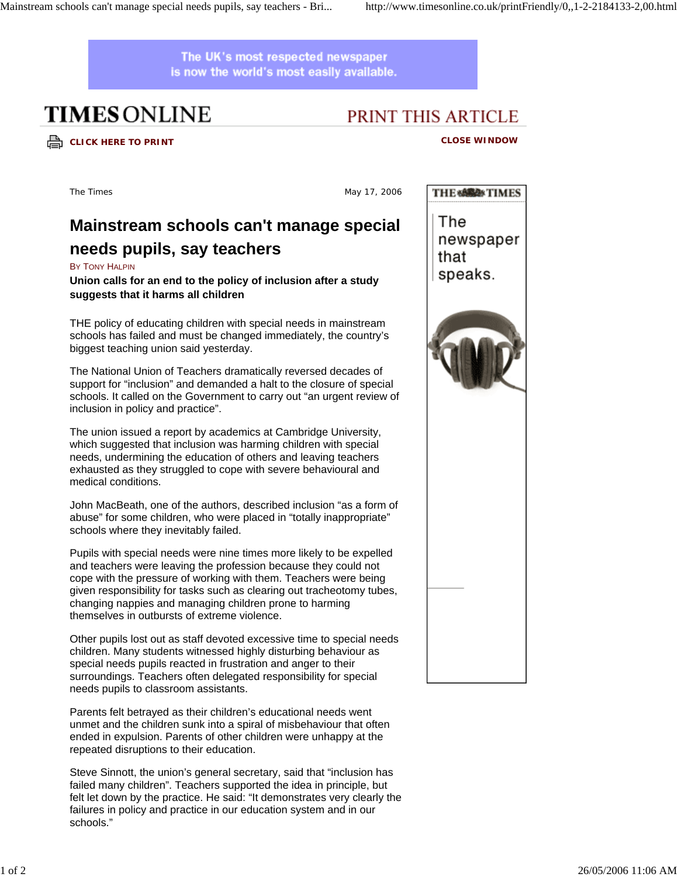The Times

May 17, 2006

# Mainstream schools can't manage special needs pupils, say teachers

By Tony Halpin

**Union calls for an end to the policy of inclusion after a study suggests that it harms all children**

THE policy of educating children with special needs in mainstream schools has failed and must be changed immediately, the country's biggest teaching union said yesterday.

The National Union of Teachers dramatically reversed decades of support for "inclusion" and demanded a halt to the closure of special schools. It called on the Government to carry out "an urgent review of inclusion in policy and practice".

The union issued a report by academics at Cambridge University, which suggested that inclusion was harming children with special needs, undermining the education of others and leaving teachers exhausted as they struggled to cope with severe behavioural and medical conditions.

John MacBeath, one of the authors, described inclusion "as a form of abuse" for some children, who were placed in "totally inappropriate" schools where they inevitably failed.

Pupils with special needs were nine times more likely to be expelled and teachers were leaving the profession because they could not cope with the pressure of working with them. Teachers were being given responsibility for tasks such as clearing out tracheotomy tubes, changing nappies and managing children prone to harming themselves in outbursts of extreme violence.

Other pupils lost out as staff devoted excessive time to special needs children. Many students witnessed highly disturbing behaviour as special needs pupils reacted in frustration and anger to their surroundings. Teachers often delegated responsibility for special needs pupils to classroom assistants.

Parents felt betrayed as their children's educational needs went unmet and the children sunk into a spiral of misbehaviour that often ended in expulsion. Parents of other children were unhappy at the repeated disruptions to their education.

Steve Sinnott, the union's general secretary, said that "inclusion has failed many children". Teachers supported the idea in principle, but felt let down by the practice. He said: "It demonstrates very clearly the failures in policy and practice in our education system and in our schools."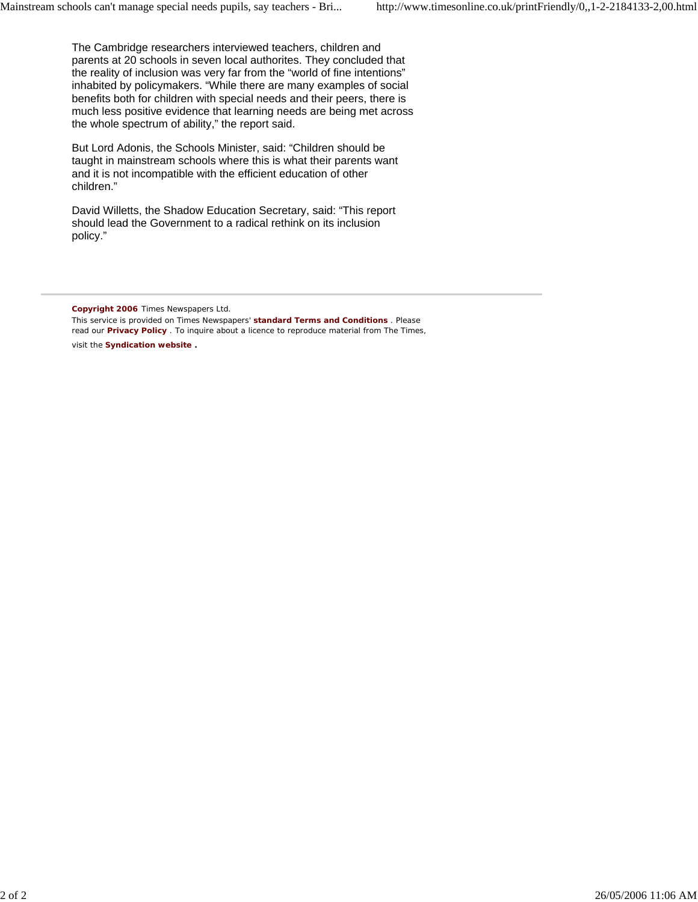The Cambridge researchers interviewed teachers, children and parents at 20 schools in seven local authorites. They concluded that the reality of inclusion was very far from the "world of fine intentions" inhabited by policymakers. "While there are many examples of social benefits both for children with special needs and their peers, there is much less positive evidence that learning needs are being met across the whole spectrum of ability," the report said.

But Lord Adonis, the Schools Minister, said: "Children should be taught in mainstream schools where this is what their parents want and it is not incompatible with the efficient education of other children."

David Willetts, the Shadow Education Secretary, said: "This report should lead the Government to a radical rethink on its inclusion policy."

---

**Copyright 2006** Times Newspapers Ltd.

This service is provided on Times Newspapers' **standard Terms and Conditions** . Please read our **Privacy Policy** . To inquire about a licence to reproduce material from The Times, visit the **Syndication website** **.**